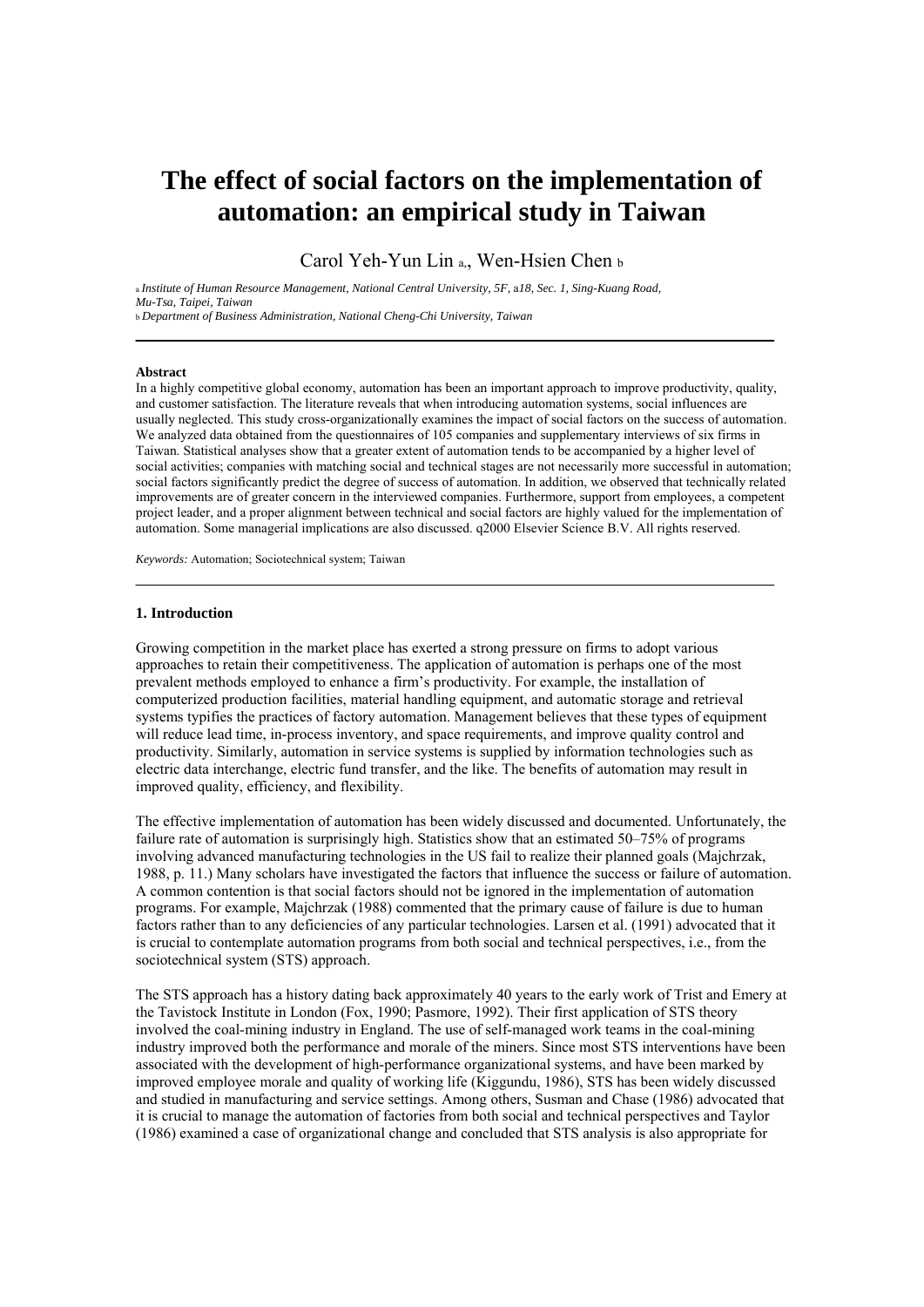# The effect of social factors on the implementation of automation: an empirical study in Taiwan

Carol Yeh-Yun Lin [a], Wen-Hsien Chen [b]

[a] *Institute of Human Resource Management, National Central University, 5F,* a*18, Sec. 1, Sing-Kuang Road, Mu-Tsa, Taipei, Taiwan*
[b] *Department of Business Administration, National Cheng-Chi University, Taiwan*

---

**Abstract**

In a highly competitive global economy, automation has been an important approach to improve productivity, quality, and customer satisfaction. The literature reveals that when introducing automation systems, social influences are usually neglected. This study cross-organizationally examines the impact of social factors on the success of automation. We analyzed data obtained from the questionnaires of 105 companies and supplementary interviews of six firms in Taiwan. Statistical analyses show that a greater extent of automation tends to be accompanied by a higher level of social activities; companies with matching social and technical stages are not necessarily more successful in automation; social factors significantly predict the degree of success of automation. In addition, we observed that technically related improvements are of greater concern in the interviewed companies. Furthermore, support from employees, a competent project leader, and a proper alignment between technical and social factors are highly valued for the implementation of automation. Some managerial implications are also discussed. q2000 Elsevier Science B.V. All rights reserved.

*Keywords:* Automation; Sociotechnical system; Taiwan

---

## 1. Introduction

Growing competition in the market place has exerted a strong pressure on firms to adopt various approaches to retain their competitiveness. The application of automation is perhaps one of the most prevalent methods employed to enhance a firm's productivity. For example, the installation of computerized production facilities, material handling equipment, and automatic storage and retrieval systems typifies the practices of factory automation. Management believes that these types of equipment will reduce lead time, in-process inventory, and space requirements, and improve quality control and productivity. Similarly, automation in service systems is supplied by information technologies such as electric data interchange, electric fund transfer, and the like. The benefits of automation may result in improved quality, efficiency, and flexibility.

The effective implementation of automation has been widely discussed and documented. Unfortunately, the failure rate of automation is surprisingly high. Statistics show that an estimated 50–75% of programs involving advanced manufacturing technologies in the US fail to realize their planned goals (Majchrzak, 1988, p. 11.) Many scholars have investigated the factors that influence the success or failure of automation. A common contention is that social factors should not be ignored in the implementation of automation programs. For example, Majchrzak (1988) commented that the primary cause of failure is due to human factors rather than to any deficiencies of any particular technologies. Larsen et al. (1991) advocated that it is crucial to contemplate automation programs from both social and technical perspectives, i.e., from the sociotechnical system (STS) approach.

The STS approach has a history dating back approximately 40 years to the early work of Trist and Emery at the Tavistock Institute in London (Fox, 1990; Pasmore, 1992). Their first application of STS theory involved the coal-mining industry in England. The use of self-managed work teams in the coal-mining industry improved both the performance and morale of the miners. Since most STS interventions have been associated with the development of high-performance organizational systems, and have been marked by improved employee morale and quality of working life (Kiggundu, 1986), STS has been widely discussed and studied in manufacturing and service settings. Among others, Susman and Chase (1986) advocated that it is crucial to manage the automation of factories from both social and technical perspectives and Taylor (1986) examined a case of organizational change and concluded that STS analysis is also appropriate for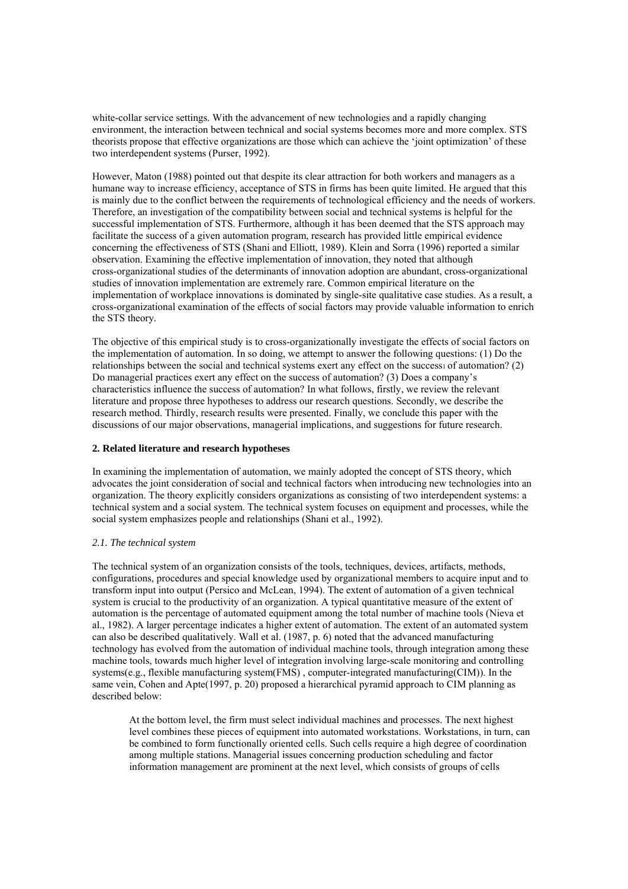white-collar service settings. With the advancement of new technologies and a rapidly changing environment, the interaction between technical and social systems becomes more and more complex. STS theorists propose that effective organizations are those which can achieve the 'joint optimization' of these two interdependent systems (Purser, 1992).

However, Maton (1988) pointed out that despite its clear attraction for both workers and managers as a humane way to increase efficiency, acceptance of STS in firms has been quite limited. He argued that this is mainly due to the conflict between the requirements of technological efficiency and the needs of workers. Therefore, an investigation of the compatibility between social and technical systems is helpful for the successful implementation of STS. Furthermore, although it has been deemed that the STS approach may facilitate the success of a given automation program, research has provided little empirical evidence concerning the effectiveness of STS (Shani and Elliott, 1989). Klein and Sorra (1996) reported a similar observation. Examining the effective implementation of innovation, they noted that although cross-organizational studies of the determinants of innovation adoption are abundant, cross-organizational studies of innovation implementation are extremely rare. Common empirical literature on the implementation of workplace innovations is dominated by single-site qualitative case studies. As a result, a cross-organizational examination of the effects of social factors may provide valuable information to enrich the STS theory.

The objective of this empirical study is to cross-organizationally investigate the effects of social factors on the implementation of automation. In so doing, we attempt to answer the following questions: (1) Do the relationships between the social and technical systems exert any effect on the success of automation? (2) Do managerial practices exert any effect on the success of automation? (3) Does a company's characteristics influence the success of automation? In what follows, firstly, we review the relevant literature and propose three hypotheses to address our research questions. Secondly, we describe the research method. Thirdly, research results were presented. Finally, we conclude this paper with the discussions of our major observations, managerial implications, and suggestions for future research.

## 2. Related literature and research hypotheses

In examining the implementation of automation, we mainly adopted the concept of STS theory, which advocates the joint consideration of social and technical factors when introducing new technologies into an organization. The theory explicitly considers organizations as consisting of two interdependent systems: a technical system and a social system. The technical system focuses on equipment and processes, while the social system emphasizes people and relationships (Shani et al., 1992).

### *2.1. The technical system*

The technical system of an organization consists of the tools, techniques, devices, artifacts, methods, configurations, procedures and special knowledge used by organizational members to acquire input and to transform input into output (Persico and McLean, 1994). The extent of automation of a given technical system is crucial to the productivity of an organization. A typical quantitative measure of the extent of automation is the percentage of automated equipment among the total number of machine tools (Nieva et al., 1982). A larger percentage indicates a higher extent of automation. The extent of an automated system can also be described qualitatively. Wall et al. (1987, p. 6) noted that the advanced manufacturing technology has evolved from the automation of individual machine tools, through integration among these machine tools, towards much higher level of integration involving large-scale monitoring and controlling systems(e.g., flexible manufacturing system(FMS) , computer-integrated manufacturing(CIM)). In the same vein, Cohen and Apte(1997, p. 20) proposed a hierarchical pyramid approach to CIM planning as described below:

> At the bottom level, the firm must select individual machines and processes. The next highest level combines these pieces of equipment into automated workstations. Workstations, in turn, can be combined to form functionally oriented cells. Such cells require a high degree of coordination among multiple stations. Managerial issues concerning production scheduling and factor information management are prominent at the next level, which consists of groups of cells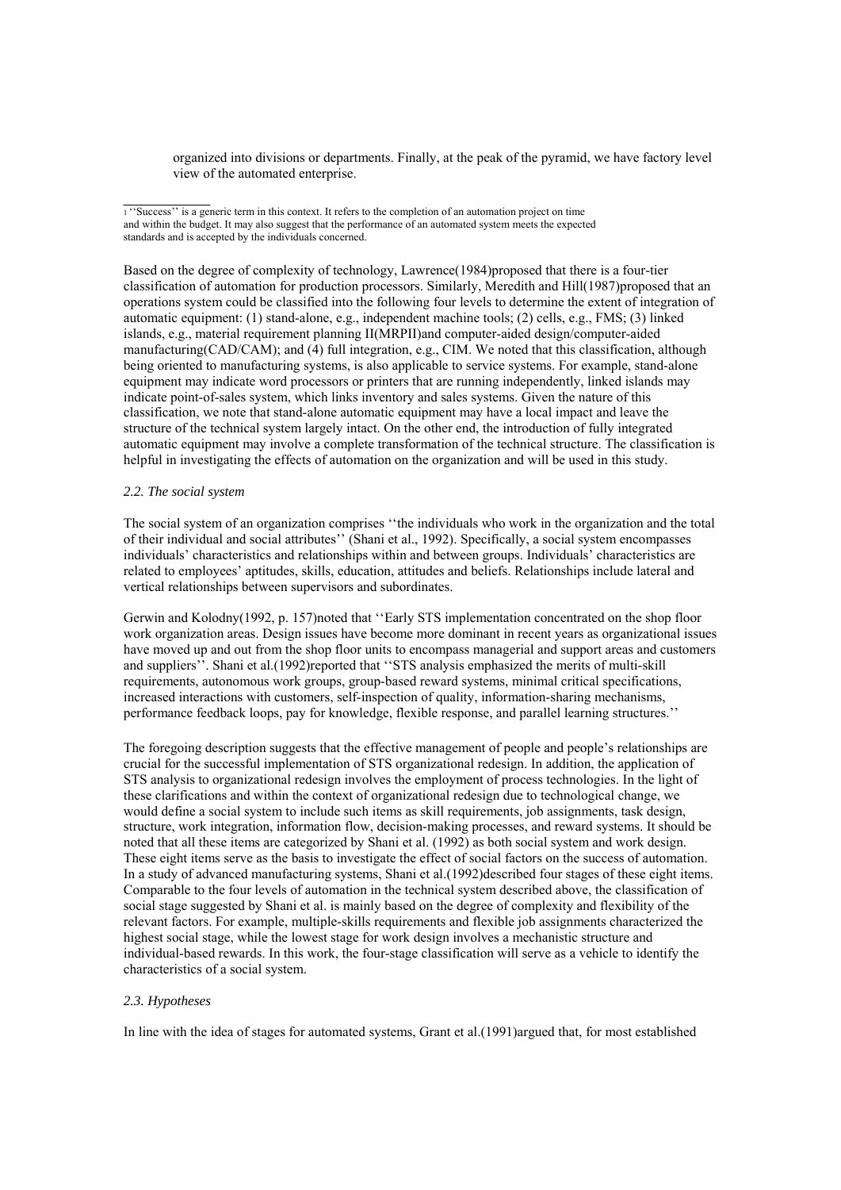organized into divisions or departments. Finally, at the peak of the pyramid, we have factory level view of the automated enterprise.

[1] ''Success'' is a generic term in this context. It refers to the completion of an automation project on time and within the budget. It may also suggest that the performance of an automated system meets the expected standards and is accepted by the individuals concerned.

Based on the degree of complexity of technology, Lawrence(1984)proposed that there is a four-tier classification of automation for production processors. Similarly, Meredith and Hill(1987)proposed that an operations system could be classified into the following four levels to determine the extent of integration of automatic equipment: (1) stand-alone, e.g., independent machine tools; (2) cells, e.g., FMS; (3) linked islands, e.g., material requirement planning II(MRPII)and computer-aided design/computer-aided manufacturing(CAD/CAM); and (4) full integration, e.g., CIM. We noted that this classification, although being oriented to manufacturing systems, is also applicable to service systems. For example, stand-alone equipment may indicate word processors or printers that are running independently, linked islands may indicate point-of-sales system, which links inventory and sales systems. Given the nature of this classification, we note that stand-alone automatic equipment may have a local impact and leave the structure of the technical system largely intact. On the other end, the introduction of fully integrated automatic equipment may involve a complete transformation of the technical structure. The classification is helpful in investigating the effects of automation on the organization and will be used in this study.

### *2.2. The social system*

The social system of an organization comprises ''the individuals who work in the organization and the total of their individual and social attributes'' (Shani et al., 1992). Specifically, a social system encompasses individuals' characteristics and relationships within and between groups. Individuals' characteristics are related to employees' aptitudes, skills, education, attitudes and beliefs. Relationships include lateral and vertical relationships between supervisors and subordinates.

Gerwin and Kolodny(1992, p. 157)noted that ''Early STS implementation concentrated on the shop floor work organization areas. Design issues have become more dominant in recent years as organizational issues have moved up and out from the shop floor units to encompass managerial and support areas and customers and suppliers''. Shani et al.(1992)reported that ''STS analysis emphasized the merits of multi-skill requirements, autonomous work groups, group-based reward systems, minimal critical specifications, increased interactions with customers, self-inspection of quality, information-sharing mechanisms, performance feedback loops, pay for knowledge, flexible response, and parallel learning structures.''

The foregoing description suggests that the effective management of people and people's relationships are crucial for the successful implementation of STS organizational redesign. In addition, the application of STS analysis to organizational redesign involves the employment of process technologies. In the light of these clarifications and within the context of organizational redesign due to technological change, we would define a social system to include such items as skill requirements, job assignments, task design, structure, work integration, information flow, decision-making processes, and reward systems. It should be noted that all these items are categorized by Shani et al. (1992) as both social system and work design. These eight items serve as the basis to investigate the effect of social factors on the success of automation. In a study of advanced manufacturing systems, Shani et al.(1992)described four stages of these eight items. Comparable to the four levels of automation in the technical system described above, the classification of social stage suggested by Shani et al. is mainly based on the degree of complexity and flexibility of the relevant factors. For example, multiple-skills requirements and flexible job assignments characterized the highest social stage, while the lowest stage for work design involves a mechanistic structure and individual-based rewards. In this work, the four-stage classification will serve as a vehicle to identify the characteristics of a social system.

### *2.3. Hypotheses*

In line with the idea of stages for automated systems, Grant et al.(1991)argued that, for most established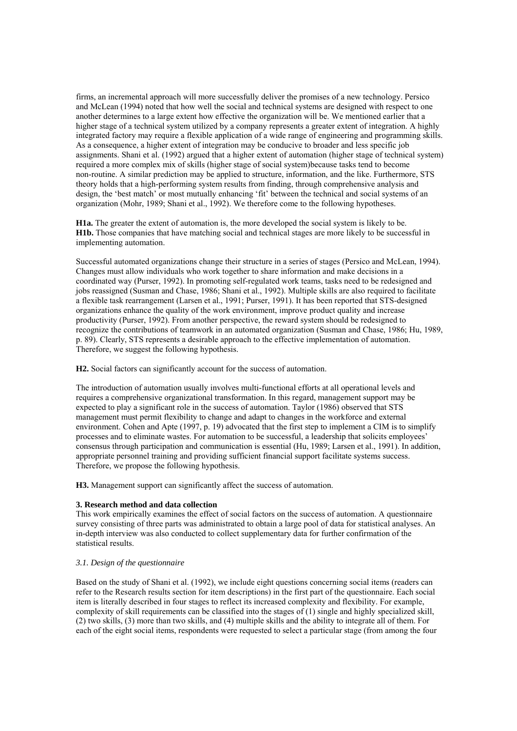firms, an incremental approach will more successfully deliver the promises of a new technology. Persico and McLean (1994) noted that how well the social and technical systems are designed with respect to one another determines to a large extent how effective the organization will be. We mentioned earlier that a higher stage of a technical system utilized by a company represents a greater extent of integration. A highly integrated factory may require a flexible application of a wide range of engineering and programming skills. As a consequence, a higher extent of integration may be conducive to broader and less specific job assignments. Shani et al. (1992) argued that a higher extent of automation (higher stage of technical system) required a more complex mix of skills (higher stage of social system)because tasks tend to become non-routine. A similar prediction may be applied to structure, information, and the like. Furthermore, STS theory holds that a high-performing system results from finding, through comprehensive analysis and design, the 'best match' or most mutually enhancing 'fit' between the technical and social systems of an organization (Mohr, 1989; Shani et al., 1992). We therefore come to the following hypotheses.

**H1a.** The greater the extent of automation is, the more developed the social system is likely to be.
**H1b.** Those companies that have matching social and technical stages are more likely to be successful in implementing automation.

Successful automated organizations change their structure in a series of stages (Persico and McLean, 1994). Changes must allow individuals who work together to share information and make decisions in a coordinated way (Purser, 1992). In promoting self-regulated work teams, tasks need to be redesigned and jobs reassigned (Susman and Chase, 1986; Shani et al., 1992). Multiple skills are also required to facilitate a flexible task rearrangement (Larsen et al., 1991; Purser, 1991). It has been reported that STS-designed organizations enhance the quality of the work environment, improve product quality and increase productivity (Purser, 1992). From another perspective, the reward system should be redesigned to recognize the contributions of teamwork in an automated organization (Susman and Chase, 1986; Hu, 1989, p. 89). Clearly, STS represents a desirable approach to the effective implementation of automation. Therefore, we suggest the following hypothesis.

**H2.** Social factors can significantly account for the success of automation.

The introduction of automation usually involves multi-functional efforts at all operational levels and requires a comprehensive organizational transformation. In this regard, management support may be expected to play a significant role in the success of automation. Taylor (1986) observed that STS management must permit flexibility to change and adapt to changes in the workforce and external environment. Cohen and Apte (1997, p. 19) advocated that the first step to implement a CIM is to simplify processes and to eliminate wastes. For automation to be successful, a leadership that solicits employees' consensus through participation and communication is essential (Hu, 1989; Larsen et al., 1991). In addition, appropriate personnel training and providing sufficient financial support facilitate systems success. Therefore, we propose the following hypothesis.

**H3.** Management support can significantly affect the success of automation.

## 3. Research method and data collection

This work empirically examines the effect of social factors on the success of automation. A questionnaire survey consisting of three parts was administrated to obtain a large pool of data for statistical analyses. An in-depth interview was also conducted to collect supplementary data for further confirmation of the statistical results.

### *3.1. Design of the questionnaire*

Based on the study of Shani et al. (1992), we include eight questions concerning social items (readers can refer to the Research results section for item descriptions) in the first part of the questionnaire. Each social item is literally described in four stages to reflect its increased complexity and flexibility. For example, complexity of skill requirements can be classified into the stages of (1) single and highly specialized skill, (2) two skills, (3) more than two skills, and (4) multiple skills and the ability to integrate all of them. For each of the eight social items, respondents were requested to select a particular stage (from among the four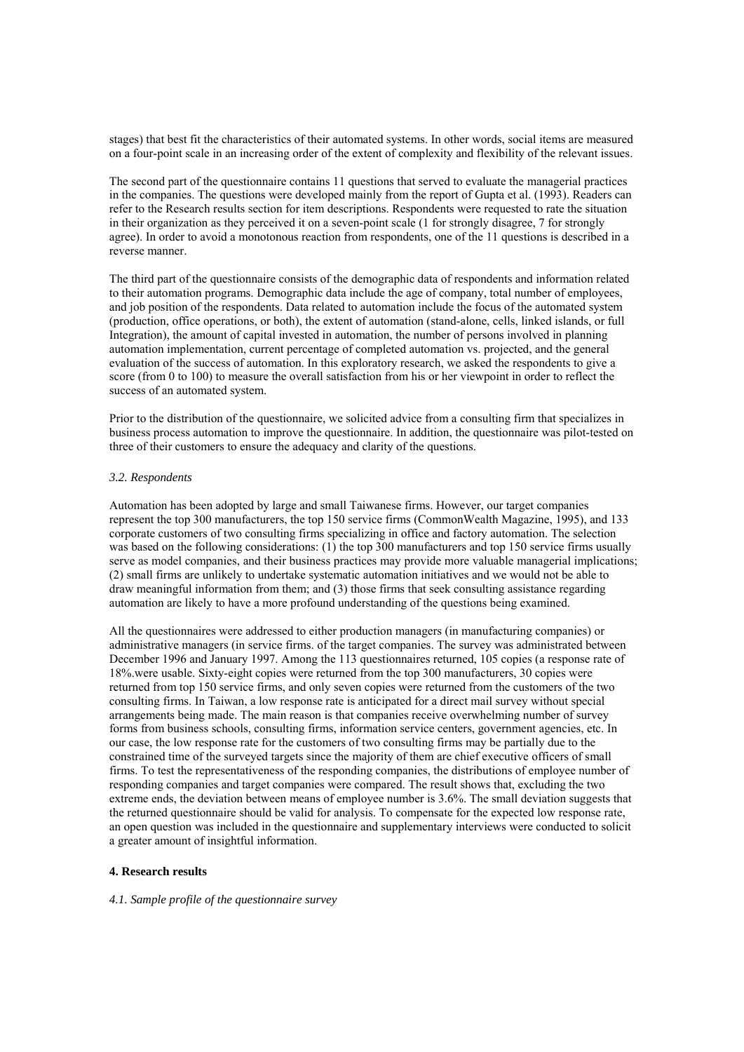stages) that best fit the characteristics of their automated systems. In other words, social items are measured on a four-point scale in an increasing order of the extent of complexity and flexibility of the relevant issues.

The second part of the questionnaire contains 11 questions that served to evaluate the managerial practices in the companies. The questions were developed mainly from the report of Gupta et al. (1993). Readers can refer to the Research results section for item descriptions. Respondents were requested to rate the situation in their organization as they perceived it on a seven-point scale (1 for strongly disagree, 7 for strongly agree). In order to avoid a monotonous reaction from respondents, one of the 11 questions is described in a reverse manner.

The third part of the questionnaire consists of the demographic data of respondents and information related to their automation programs. Demographic data include the age of company, total number of employees, and job position of the respondents. Data related to automation include the focus of the automated system (production, office operations, or both), the extent of automation (stand-alone, cells, linked islands, or full Integration), the amount of capital invested in automation, the number of persons involved in planning automation implementation, current percentage of completed automation vs. projected, and the general evaluation of the success of automation. In this exploratory research, we asked the respondents to give a score (from 0 to 100) to measure the overall satisfaction from his or her viewpoint in order to reflect the success of an automated system.

Prior to the distribution of the questionnaire, we solicited advice from a consulting firm that specializes in business process automation to improve the questionnaire. In addition, the questionnaire was pilot-tested on three of their customers to ensure the adequacy and clarity of the questions.

### *3.2. Respondents*

Automation has been adopted by large and small Taiwanese firms. However, our target companies represent the top 300 manufacturers, the top 150 service firms (CommonWealth Magazine, 1995), and 133 corporate customers of two consulting firms specializing in office and factory automation. The selection was based on the following considerations: (1) the top 300 manufacturers and top 150 service firms usually serve as model companies, and their business practices may provide more valuable managerial implications; (2) small firms are unlikely to undertake systematic automation initiatives and we would not be able to draw meaningful information from them; and (3) those firms that seek consulting assistance regarding automation are likely to have a more profound understanding of the questions being examined.

All the questionnaires were addressed to either production managers (in manufacturing companies) or administrative managers (in service firms. of the target companies. The survey was administrated between December 1996 and January 1997. Among the 113 questionnaires returned, 105 copies (a response rate of 18%.were usable. Sixty-eight copies were returned from the top 300 manufacturers, 30 copies were returned from top 150 service firms, and only seven copies were returned from the customers of the two consulting firms. In Taiwan, a low response rate is anticipated for a direct mail survey without special arrangements being made. The main reason is that companies receive overwhelming number of survey forms from business schools, consulting firms, information service centers, government agencies, etc. In our case, the low response rate for the customers of two consulting firms may be partially due to the constrained time of the surveyed targets since the majority of them are chief executive officers of small firms. To test the representativeness of the responding companies, the distributions of employee number of responding companies and target companies were compared. The result shows that, excluding the two extreme ends, the deviation between means of employee number is 3.6%. The small deviation suggests that the returned questionnaire should be valid for analysis. To compensate for the expected low response rate, an open question was included in the questionnaire and supplementary interviews were conducted to solicit a greater amount of insightful information.

## 4. Research results

### *4.1. Sample profile of the questionnaire survey*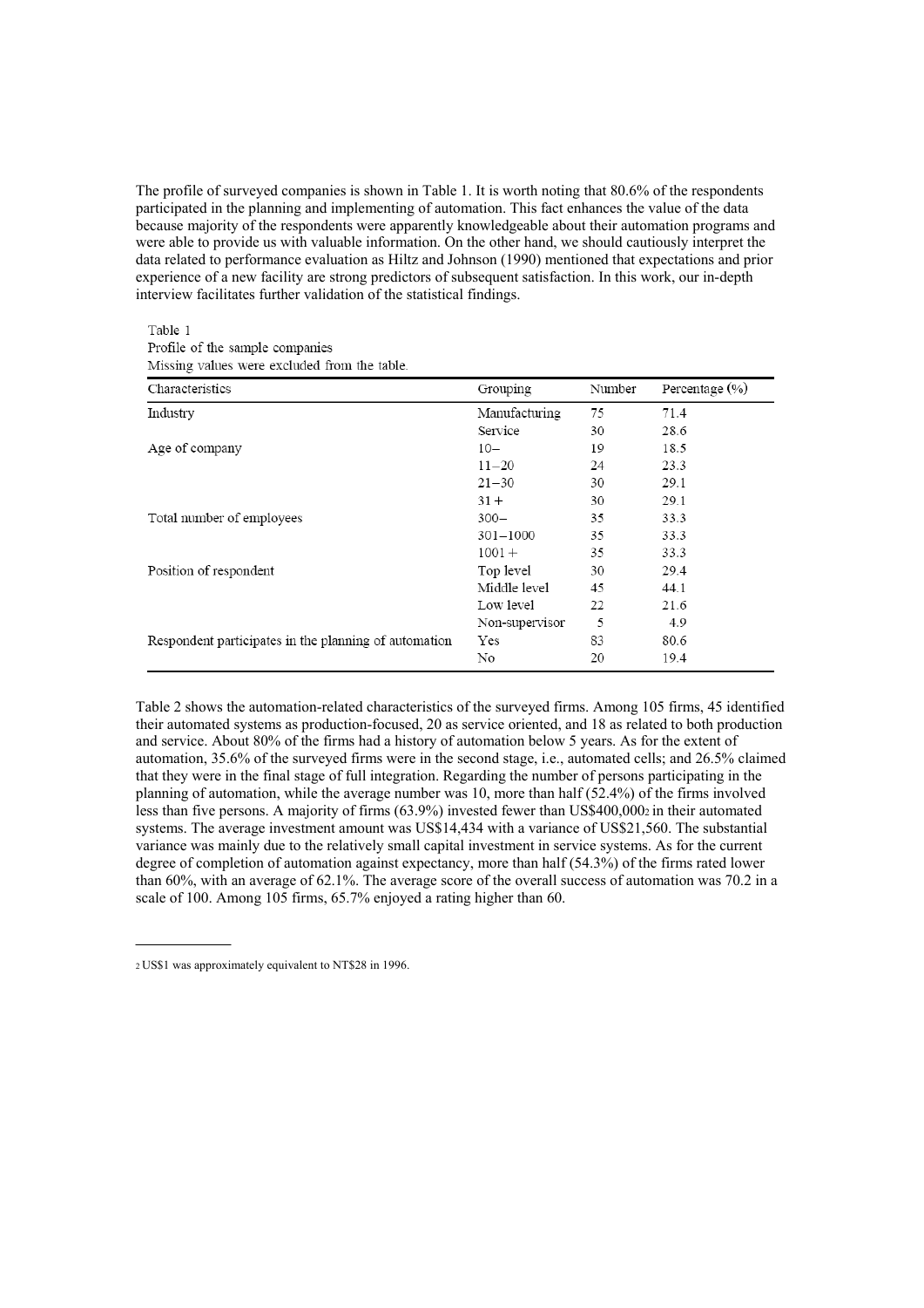The profile of surveyed companies is shown in Table 1. It is worth noting that 80.6% of the respondents participated in the planning and implementing of automation. This fact enhances the value of the data because majority of the respondents were apparently knowledgeable about their automation programs and were able to provide us with valuable information. On the other hand, we should cautiously interpret the data related to performance evaluation as Hiltz and Johnson (1990) mentioned that expectations and prior experience of a new facility are strong predictors of subsequent satisfaction. In this work, our in-depth interview facilitates further validation of the statistical findings.

Table 1
Profile of the sample companies
Missing values were excluded from the table.

| Characteristics | Grouping | Number | Percentage (%) |
|---|---|---|---|
| Industry | Manufacturing | 75 | 71.4 |
| | Service | 30 | 28.6 |
| Age of company | 10– | 19 | 18.5 |
| | 11–20 | 24 | 23.3 |
| | 21–30 | 30 | 29.1 |
| | 31+ | 30 | 29.1 |
| Total number of employees | 300– | 35 | 33.3 |
| | 301–1000 | 35 | 33.3 |
| | 1001+ | 35 | 33.3 |
| Position of respondent | Top level | 30 | 29.4 |
| | Middle level | 45 | 44.1 |
| | Low level | 22 | 21.6 |
| | Non-supervisor | 5 | 4.9 |
| Respondent participates in the planning of automation | Yes | 83 | 80.6 |
| | No | 20 | 19.4 |

Table 2 shows the automation-related characteristics of the surveyed firms. Among 105 firms, 45 identified their automated systems as production-focused, 20 as service oriented, and 18 as related to both production and service. About 80% of the firms had a history of automation below 5 years. As for the extent of automation, 35.6% of the surveyed firms were in the second stage, i.e., automated cells; and 26.5% claimed that they were in the final stage of full integration. Regarding the number of persons participating in the planning of automation, while the average number was 10, more than half (52.4%) of the firms involved less than five persons. A majority of firms (63.9%) invested fewer than US$400,000[2] in their automated systems. The average investment amount was US$14,434 with a variance of US$21,560. The substantial variance was mainly due to the relatively small capital investment in service systems. As for the current degree of completion of automation against expectancy, more than half (54.3%) of the firms rated lower than 60%, with an average of 62.1%. The average score of the overall success of automation was 70.2 in a scale of 100. Among 105 firms, 65.7% enjoyed a rating higher than 60.

[2] US$1 was approximately equivalent to NT$28 in 1996.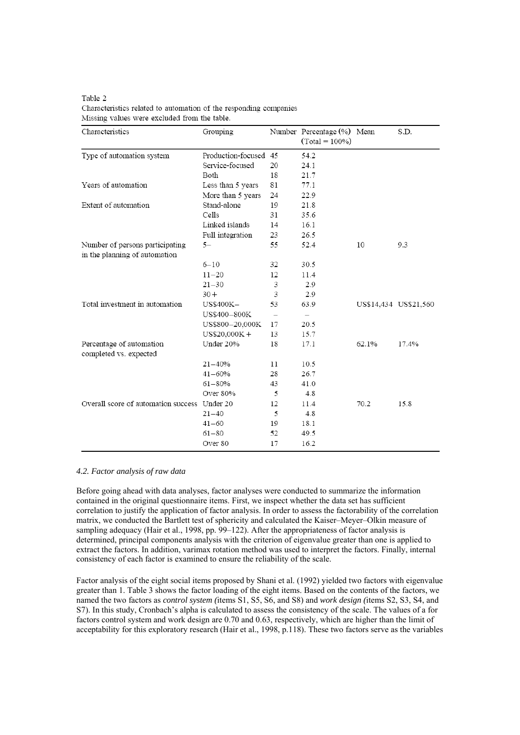Table 2
Characteristics related to automation of the responding companies
Missing values were excluded from the table.

| Characteristics | Grouping | Number | Percentage (%) (Total = 100%) | Mean | S.D. |
|---|---|---|---|---|---|
| Type of automation system | Production-focused | 45 | 54.2 | | |
| | Service-focused | 20 | 24.1 | | |
| | Both | 18 | 21.7 | | |
| Years of automation | Less than 5 years | 81 | 77.1 | | |
| | More than 5 years | 24 | 22.9 | | |
| Extent of automation | Stand-alone | 19 | 21.8 | | |
| | Cells | 31 | 35.6 | | |
| | Linked islands | 14 | 16.1 | | |
| | Full integration | 23 | 26.5 | | |
| Number of persons participating in the planning of automation | 5– | 55 | 52.4 | 10 | 9.3 |
| | 6–10 | 32 | 30.5 | | |
| | 11–20 | 12 | 11.4 | | |
| | 21–30 | 3 | 2.9 | | |
| | 30+ | 3 | 2.9 | | |
| Total investment in automation | US$400K– | 53 | 63.9 | US$14,434 | US$21,560 |
| | US$400–800K | – | – | | |
| | US$800–20,000K | 17 | 20.5 | | |
| | US$20,000K+ | 13 | 15.7 | | |
| Percentage of automation completed vs. expected | Under 20% | 18 | 17.1 | 62.1% | 17.4% |
| | 21–40% | 11 | 10.5 | | |
| | 41–60% | 28 | 26.7 | | |
| | 61–80% | 43 | 41.0 | | |
| | Over 80% | 5 | 4.8 | | |
| Overall score of automation success | Under 20 | 12 | 11.4 | 70.2 | 15.8 |
| | 21–40 | 5 | 4.8 | | |
| | 41–60 | 19 | 18.1 | | |
| | 61–80 | 52 | 49.5 | | |
| | Over 80 | 17 | 16.2 | | |

### *4.2. Factor analysis of raw data*

Before going ahead with data analyses, factor analyses were conducted to summarize the information contained in the original questionnaire items. First, we inspect whether the data set has sufficient correlation to justify the application of factor analysis. In order to assess the factorability of the correlation matrix, we conducted the Bartlett test of sphericity and calculated the Kaiser–Meyer–Olkin measure of sampling adequacy (Hair et al., 1998, pp. 99–122). After the appropriateness of factor analysis is determined, principal components analysis with the criterion of eigenvalue greater than one is applied to extract the factors. In addition, varimax rotation method was used to interpret the factors. Finally, internal consistency of each factor is examined to ensure the reliability of the scale.

Factor analysis of the eight social items proposed by Shani et al. (1992) yielded two factors with eigenvalue greater than 1. Table 3 shows the factor loading of the eight items. Based on the contents of the factors, we named the two factors as *control system (*items S1, S5, S6, and S8) and *work design (*items S2, S3, S4, and S7). In this study, Cronbach's alpha is calculated to assess the consistency of the scale. The values of a for factors control system and work design are 0.70 and 0.63, respectively, which are higher than the limit of acceptability for this exploratory research (Hair et al., 1998, p.118). These two factors serve as the variables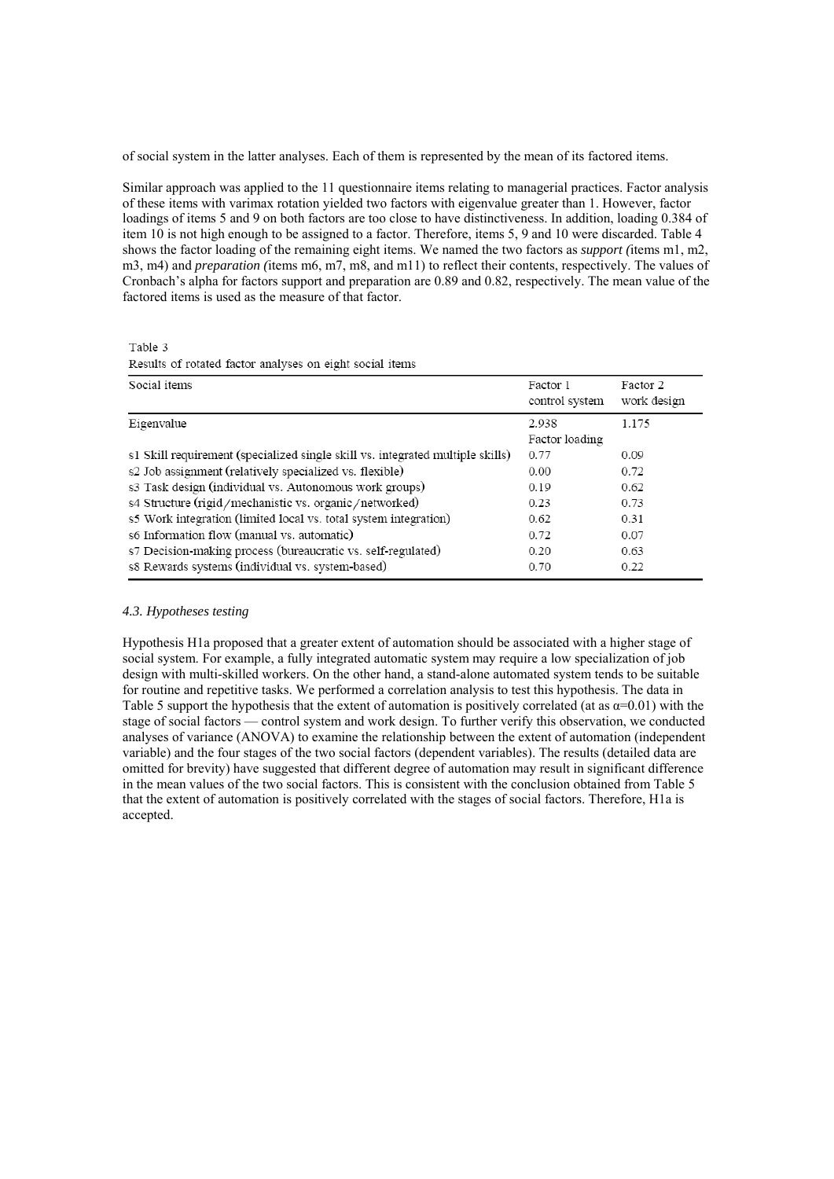of social system in the latter analyses. Each of them is represented by the mean of its factored items.

Similar approach was applied to the 11 questionnaire items relating to managerial practices. Factor analysis of these items with varimax rotation yielded two factors with eigenvalue greater than 1. However, factor loadings of items 5 and 9 on both factors are too close to have distinctiveness. In addition, loading 0.384 of item 10 is not high enough to be assigned to a factor. Therefore, items 5, 9 and 10 were discarded. Table 4 shows the factor loading of the remaining eight items. We named the two factors as *support (*items m1, m2, m3, m4) and *preparation (*items m6, m7, m8, and m11) to reflect their contents, respectively. The values of Cronbach's alpha for factors support and preparation are 0.89 and 0.82, respectively. The mean value of the factored items is used as the measure of that factor.

Table 3
Results of rotated factor analyses on eight social items

| Social items | Factor 1 control system | Factor 2 work design |
|---|---|---|
| Eigenvalue | 2.938 | 1.175 |
| | Factor loading | |
| s1 Skill requirement (specialized single skill vs. integrated multiple skills) | 0.77 | 0.09 |
| s2 Job assignment (relatively specialized vs. flexible) | 0.00 | 0.72 |
| s3 Task design (individual vs. Autonomous work groups) | 0.19 | 0.62 |
| s4 Structure (rigid/mechanistic vs. organic/networked) | 0.23 | 0.73 |
| s5 Work integration (limited local vs. total system integration) | 0.62 | 0.31 |
| s6 Information flow (manual vs. automatic) | 0.72 | 0.07 |
| s7 Decision-making process (bureaucratic vs. self-regulated) | 0.20 | 0.63 |
| s8 Rewards systems (individual vs. system-based) | 0.70 | 0.22 |

### *4.3. Hypotheses testing*

Hypothesis H1a proposed that a greater extent of automation should be associated with a higher stage of social system. For example, a fully integrated automatic system may require a low specialization of job design with multi-skilled workers. On the other hand, a stand-alone automated system tends to be suitable for routine and repetitive tasks. We performed a correlation analysis to test this hypothesis. The data in Table 5 support the hypothesis that the extent of automation is positively correlated (at as $\alpha$=0.01) with the stage of social factors — control system and work design. To further verify this observation, we conducted analyses of variance (ANOVA) to examine the relationship between the extent of automation (independent variable) and the four stages of the two social factors (dependent variables). The results (detailed data are omitted for brevity) have suggested that different degree of automation may result in significant difference in the mean values of the two social factors. This is consistent with the conclusion obtained from Table 5 that the extent of automation is positively correlated with the stages of social factors. Therefore, H1a is accepted.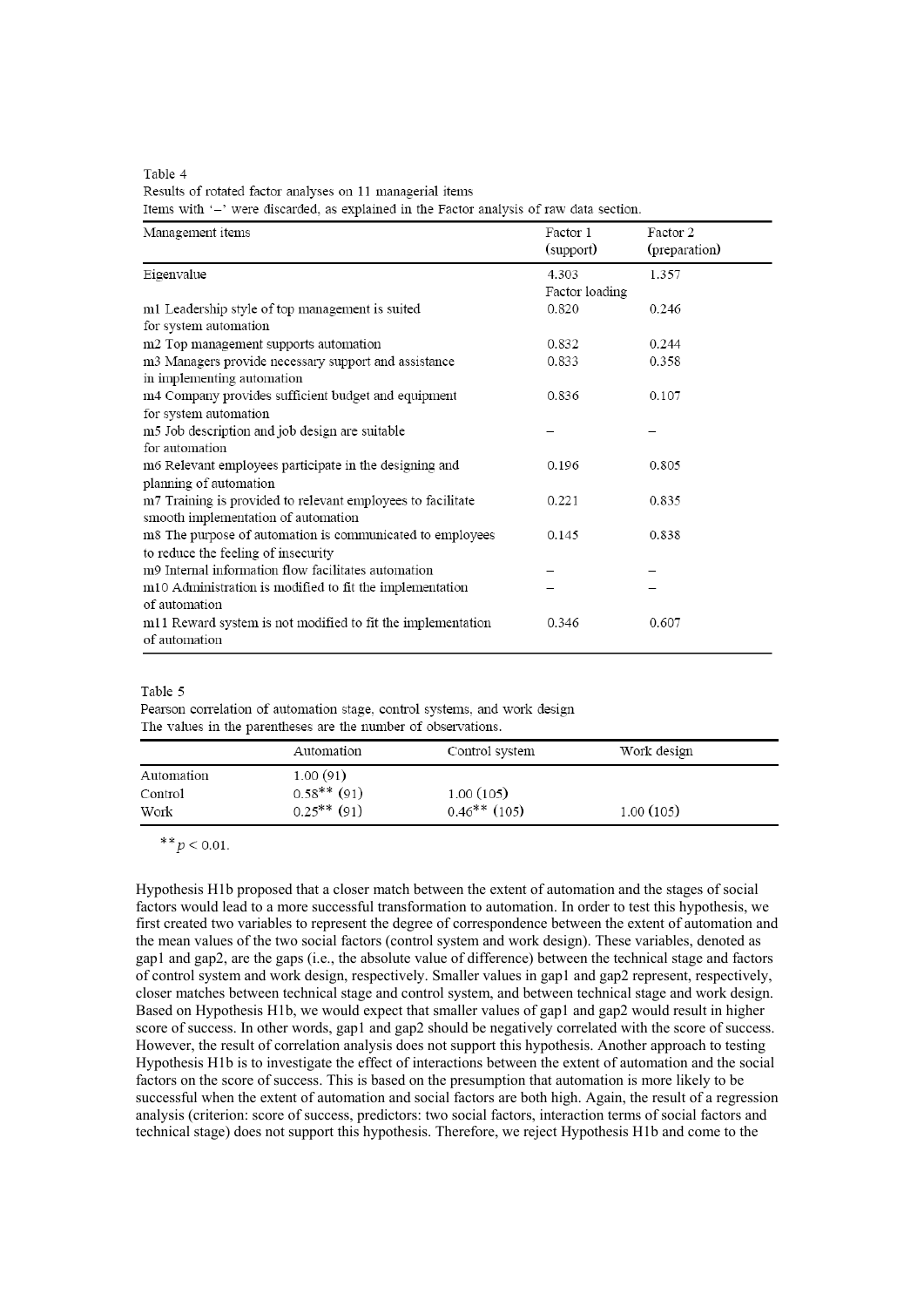Table 4
Results of rotated factor analyses on 11 managerial items
Items with '–' were discarded, as explained in the Factor analysis of raw data section.

| Management items | Factor 1 (support) | Factor 2 (preparation) |
|---|---|---|
| Eigenvalue | 4.303 | 1.357 |
| | Factor loading | |
| m1 Leadership style of top management is suited for system automation | 0.820 | 0.246 |
| m2 Top management supports automation | 0.832 | 0.244 |
| m3 Managers provide necessary support and assistance in implementing automation | 0.833 | 0.358 |
| m4 Company provides sufficient budget and equipment for system automation | 0.836 | 0.107 |
| m5 Job description and job design are suitable for automation | – | – |
| m6 Relevant employees participate in the designing and planning of automation | 0.196 | 0.805 |
| m7 Training is provided to relevant employees to facilitate smooth implementation of automation | 0.221 | 0.835 |
| m8 The purpose of automation is communicated to employees to reduce the feeling of insecurity | 0.145 | 0.838 |
| m9 Internal information flow facilitates automation | – | – |
| m10 Administration is modified to fit the implementation of automation | – | – |
| m11 Reward system is not modified to fit the implementation of automation | 0.346 | 0.607 |

Table 5
Pearson correlation of automation stage, control systems, and work design
The values in the parentheses are the number of observations.

| | Automation | Control system | Work design |
|---|---|---|---|
| Automation | 1.00 (91) | | |
| Control | 0.58** (91) | 1.00 (105) | |
| Work | 0.25** (91) | 0.46** (105) | 1.00 (105) |

** $p < 0.01$.

Hypothesis H1b proposed that a closer match between the extent of automation and the stages of social factors would lead to a more successful transformation to automation. In order to test this hypothesis, we first created two variables to represent the degree of correspondence between the extent of automation and the mean values of the two social factors (control system and work design). These variables, denoted as gap1 and gap2, are the gaps (i.e., the absolute value of difference) between the technical stage and factors of control system and work design, respectively. Smaller values in gap1 and gap2 represent, respectively, closer matches between technical stage and control system, and between technical stage and work design. Based on Hypothesis H1b, we would expect that smaller values of gap1 and gap2 would result in higher score of success. In other words, gap1 and gap2 should be negatively correlated with the score of success. However, the result of correlation analysis does not support this hypothesis. Another approach to testing Hypothesis H1b is to investigate the effect of interactions between the extent of automation and the social factors on the score of success. This is based on the presumption that automation is more likely to be successful when the extent of automation and social factors are both high. Again, the result of a regression analysis (criterion: score of success, predictors: two social factors, interaction terms of social factors and technical stage) does not support this hypothesis. Therefore, we reject Hypothesis H1b and come to the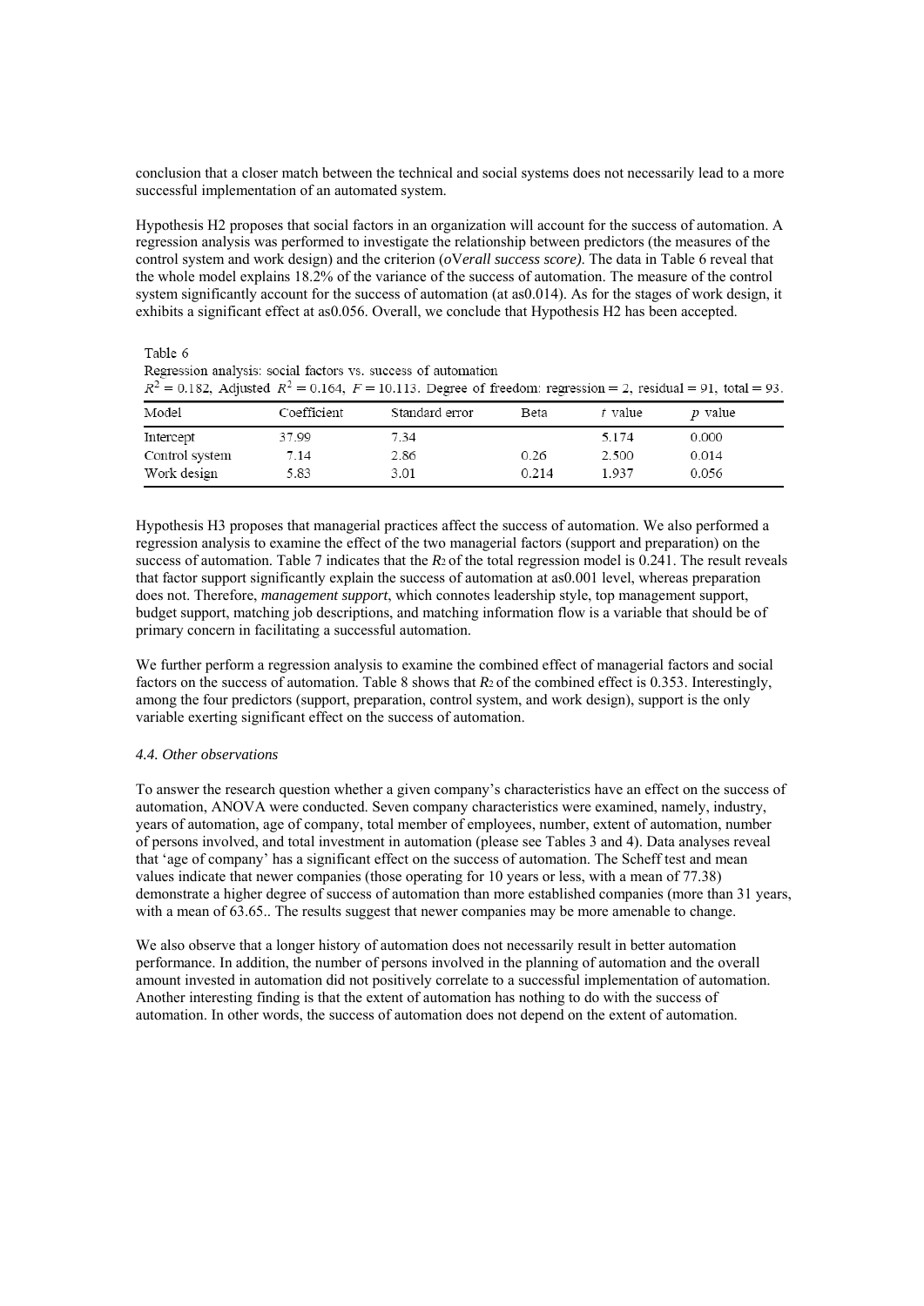conclusion that a closer match between the technical and social systems does not necessarily lead to a more successful implementation of an automated system.

Hypothesis H2 proposes that social factors in an organization will account for the success of automation. A regression analysis was performed to investigate the relationship between predictors (the measures of the control system and work design) and the criterion (*oVerall success score)*. The data in Table 6 reveal that the whole model explains 18.2% of the variance of the success of automation. The measure of the control system significantly account for the success of automation (at as0.014). As for the stages of work design, it exhibits a significant effect at as0.056. Overall, we conclude that Hypothesis H2 has been accepted.

Table 6
Regression analysis: social factors vs. success of automation
$R^2 = 0.182$, Adjusted $R^2 = 0.164$, $F = 10.113$. Degree of freedom: regression = 2, residual = 91, total = 93.

| Model | Coefficient | Standard error | Beta | *t* value | *p* value |
|---|---|---|---|---|---|
| Intercept | 37.99 | 7.34 | | 5.174 | 0.000 |
| Control system | 7.14 | 2.86 | 0.26 | 2.500 | 0.014 |
| Work design | 5.83 | 3.01 | 0.214 | 1.937 | 0.056 |

Hypothesis H3 proposes that managerial practices affect the success of automation. We also performed a regression analysis to examine the effect of the two managerial factors (support and preparation) on the success of automation. Table 7 indicates that the $R_2$ of the total regression model is 0.241. The result reveals that factor support significantly explain the success of automation at as0.001 level, whereas preparation does not. Therefore, *management support*, which connotes leadership style, top management support, budget support, matching job descriptions, and matching information flow is a variable that should be of primary concern in facilitating a successful automation.

We further perform a regression analysis to examine the combined effect of managerial factors and social factors on the success of automation. Table 8 shows that $R_2$ of the combined effect is 0.353. Interestingly, among the four predictors (support, preparation, control system, and work design), support is the only variable exerting significant effect on the success of automation.

### *4.4. Other observations*

To answer the research question whether a given company's characteristics have an effect on the success of automation, ANOVA were conducted. Seven company characteristics were examined, namely, industry, years of automation, age of company, total member of employees, number, extent of automation, number of persons involved, and total investment in automation (please see Tables 3 and 4). Data analyses reveal that 'age of company' has a significant effect on the success of automation. The Scheff test and mean values indicate that newer companies (those operating for 10 years or less, with a mean of 77.38) demonstrate a higher degree of success of automation than more established companies (more than 31 years, with a mean of 63.65.. The results suggest that newer companies may be more amenable to change.

We also observe that a longer history of automation does not necessarily result in better automation performance. In addition, the number of persons involved in the planning of automation and the overall amount invested in automation did not positively correlate to a successful implementation of automation. Another interesting finding is that the extent of automation has nothing to do with the success of automation. In other words, the success of automation does not depend on the extent of automation.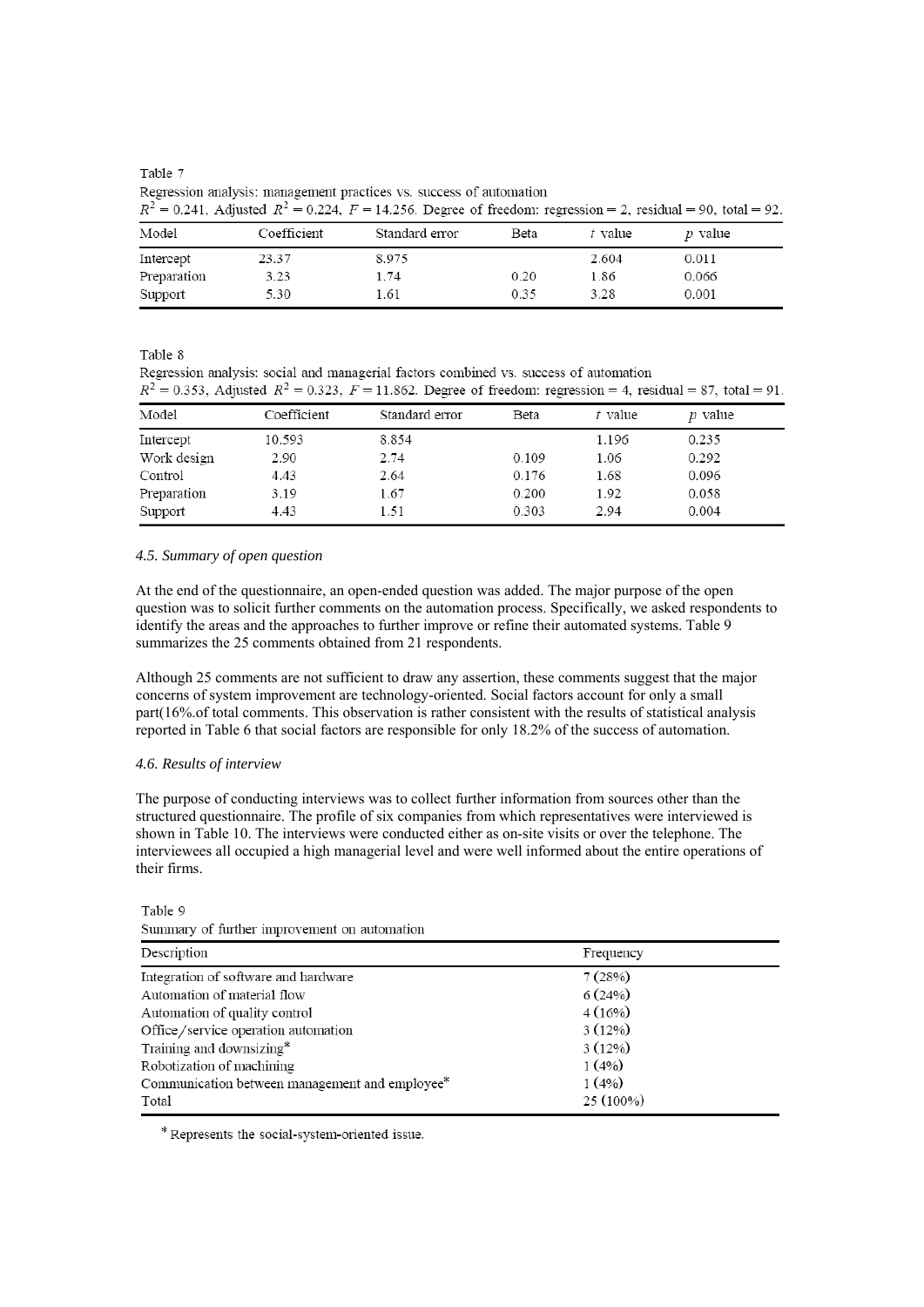Table 7

Regression analysis: management practices vs. success of automation

$R^2 = 0.241$. Adjusted $R^2 = 0.224$, $F = 14.256$. Degree of freedom: regression = 2, residual = 90, total = 92.

| Model | Coefficient | Standard error | Beta | $t$ value | $p$ value |
|---|---|---|---|---|---|
| Intercept | 23.37 | 8.975 | | 2.604 | 0.011 |
| Preparation | 3.23 | 1.74 | 0.20 | 1.86 | 0.066 |
| Support | 5.30 | 1.61 | 0.35 | 3.28 | 0.001 |

Table 8

Regression analysis: social and managerial factors combined vs. success of automation

$R^2 = 0.353$, Adjusted $R^2 = 0.323$, $F = 11.862$. Degree of freedom: regression = 4, residual = 87, total = 91.

| Model | Coefficient | Standard error | Beta | $t$ value | $p$ value |
|---|---|---|---|---|---|
| Intercept | 10.593 | 8.854 | | 1.196 | 0.235 |
| Work design | 2.90 | 2.74 | 0.109 | 1.06 | 0.292 |
| Control | 4.43 | 2.64 | 0.176 | 1.68 | 0.096 |
| Preparation | 3.19 | 1.67 | 0.200 | 1.92 | 0.058 |
| Support | 4.43 | 1.51 | 0.303 | 2.94 | 0.004 |

### *4.5. Summary of open question*

At the end of the questionnaire, an open-ended question was added. The major purpose of the open question was to solicit further comments on the automation process. Specifically, we asked respondents to identify the areas and the approaches to further improve or refine their automated systems. Table 9 summarizes the 25 comments obtained from 21 respondents.

Although 25 comments are not sufficient to draw any assertion, these comments suggest that the major concerns of system improvement are technology-oriented. Social factors account for only a small part(16%.of total comments. This observation is rather consistent with the results of statistical analysis reported in Table 6 that social factors are responsible for only 18.2% of the success of automation.

### *4.6. Results of interview*

The purpose of conducting interviews was to collect further information from sources other than the structured questionnaire. The profile of six companies from which representatives were interviewed is shown in Table 10. The interviews were conducted either as on-site visits or over the telephone. The interviewees all occupied a high managerial level and were well informed about the entire operations of their firms.

Table 9

Summary of further improvement on automation

| Description | Frequency |
|---|---|
| Integration of software and hardware | 7 (28%) |
| Automation of material flow | 6 (24%) |
| Automation of quality control | 4 (16%) |
| Office/service operation automation | 3 (12%) |
| Training and downsizing* | 3 (12%) |
| Robotization of machining | 1 (4%) |
| Communication between management and employee* | 1 (4%) |
| Total | 25 (100%) |

* Represents the social-system-oriented issue.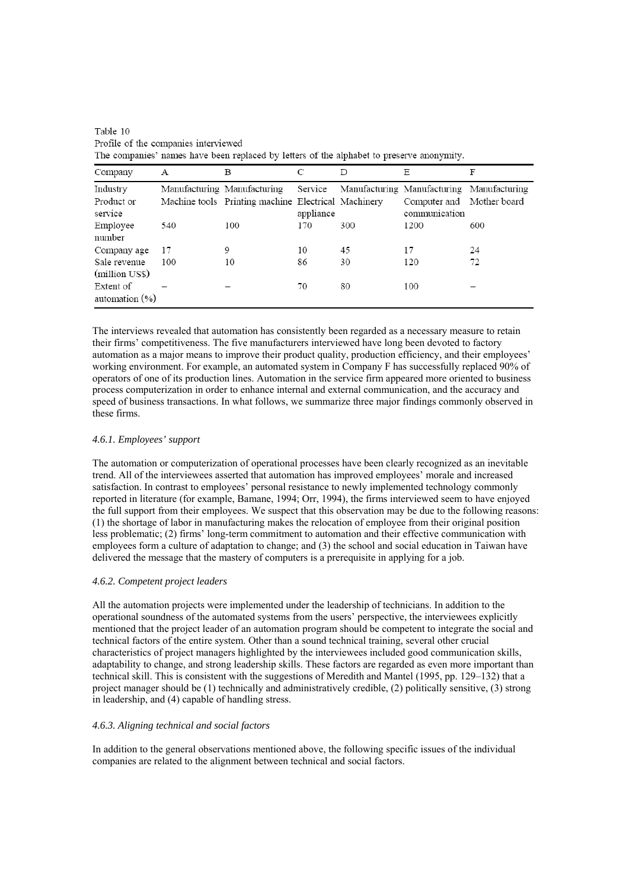Table 10
Profile of the companies interviewed
The companies' names have been replaced by letters of the alphabet to preserve anonymity.

| Company | A | B | C | D | E | F |
|---|---|---|---|---|---|---|
| Industry | Manufacturing | Manufacturing | Service | Manufacturing | Manufacturing | Manufacturing |
| Product or service | Machine tools | Printing machine | Electrical appliance | Machinery | Computer and communication | Mother board |
| Employee number | 540 | 100 | 170 | 300 | 1200 | 600 |
| Company age | 17 | 9 | 10 | 45 | 17 | 24 |
| Sale revenue (million US$) | 100 | 10 | 86 | 30 | 120 | 72 |
| Extent of automation (%) | – | – | 70 | 80 | 100 | – |

The interviews revealed that automation has consistently been regarded as a necessary measure to retain their firms' competitiveness. The five manufacturers interviewed have long been devoted to factory automation as a major means to improve their product quality, production efficiency, and their employees' working environment. For example, an automated system in Company F has successfully replaced 90% of operators of one of its production lines. Automation in the service firm appeared more oriented to business process computerization in order to enhance internal and external communication, and the accuracy and speed of business transactions. In what follows, we summarize three major findings commonly observed in these firms.

#### *4.6.1. Employees' support*

The automation or computerization of operational processes have been clearly recognized as an inevitable trend. All of the interviewees asserted that automation has improved employees' morale and increased satisfaction. In contrast to employees' personal resistance to newly implemented technology commonly reported in literature (for example, Bamane, 1994; Orr, 1994), the firms interviewed seem to have enjoyed the full support from their employees. We suspect that this observation may be due to the following reasons: (1) the shortage of labor in manufacturing makes the relocation of employee from their original position less problematic; (2) firms' long-term commitment to automation and their effective communication with employees form a culture of adaptation to change; and (3) the school and social education in Taiwan have delivered the message that the mastery of computers is a prerequisite in applying for a job.

#### *4.6.2. Competent project leaders*

All the automation projects were implemented under the leadership of technicians. In addition to the operational soundness of the automated systems from the users' perspective, the interviewees explicitly mentioned that the project leader of an automation program should be competent to integrate the social and technical factors of the entire system. Other than a sound technical training, several other crucial characteristics of project managers highlighted by the interviewees included good communication skills, adaptability to change, and strong leadership skills. These factors are regarded as even more important than technical skill. This is consistent with the suggestions of Meredith and Mantel (1995, pp. 129–132) that a project manager should be (1) technically and administratively credible, (2) politically sensitive, (3) strong in leadership, and (4) capable of handling stress.

#### *4.6.3. Aligning technical and social factors*

In addition to the general observations mentioned above, the following specific issues of the individual companies are related to the alignment between technical and social factors.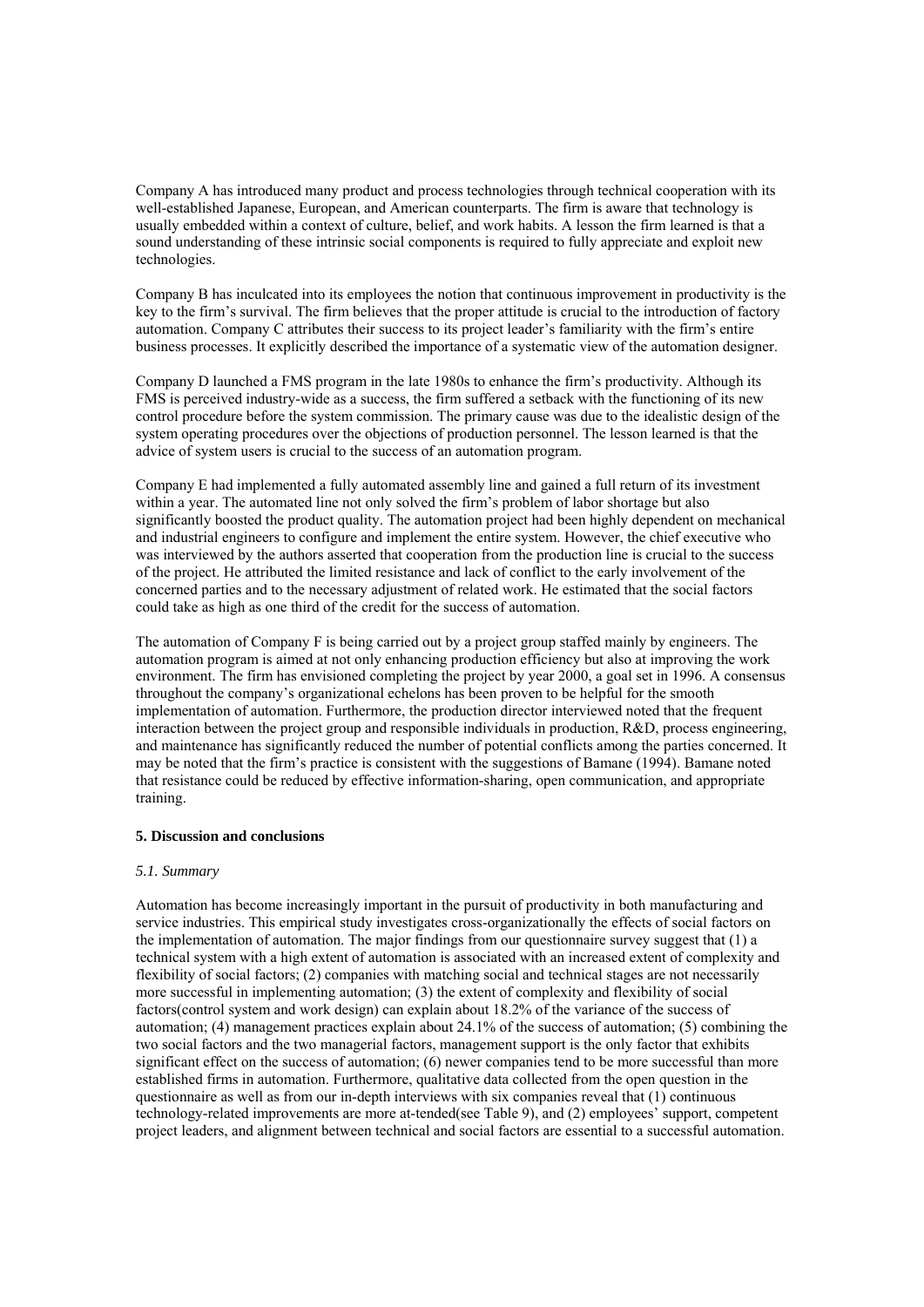Company A has introduced many product and process technologies through technical cooperation with its well-established Japanese, European, and American counterparts. The firm is aware that technology is usually embedded within a context of culture, belief, and work habits. A lesson the firm learned is that a sound understanding of these intrinsic social components is required to fully appreciate and exploit new technologies.

Company B has inculcated into its employees the notion that continuous improvement in productivity is the key to the firm's survival. The firm believes that the proper attitude is crucial to the introduction of factory automation. Company C attributes their success to its project leader's familiarity with the firm's entire business processes. It explicitly described the importance of a systematic view of the automation designer.

Company D launched a FMS program in the late 1980s to enhance the firm's productivity. Although its FMS is perceived industry-wide as a success, the firm suffered a setback with the functioning of its new control procedure before the system commission. The primary cause was due to the idealistic design of the system operating procedures over the objections of production personnel. The lesson learned is that the advice of system users is crucial to the success of an automation program.

Company E had implemented a fully automated assembly line and gained a full return of its investment within a year. The automated line not only solved the firm's problem of labor shortage but also significantly boosted the product quality. The automation project had been highly dependent on mechanical and industrial engineers to configure and implement the entire system. However, the chief executive who was interviewed by the authors asserted that cooperation from the production line is crucial to the success of the project. He attributed the limited resistance and lack of conflict to the early involvement of the concerned parties and to the necessary adjustment of related work. He estimated that the social factors could take as high as one third of the credit for the success of automation.

The automation of Company F is being carried out by a project group staffed mainly by engineers. The automation program is aimed at not only enhancing production efficiency but also at improving the work environment. The firm has envisioned completing the project by year 2000, a goal set in 1996. A consensus throughout the company's organizational echelons has been proven to be helpful for the smooth implementation of automation. Furthermore, the production director interviewed noted that the frequent interaction between the project group and responsible individuals in production, R&D, process engineering, and maintenance has significantly reduced the number of potential conflicts among the parties concerned. It may be noted that the firm's practice is consistent with the suggestions of Bamane (1994). Bamane noted that resistance could be reduced by effective information-sharing, open communication, and appropriate training.

## 5. Discussion and conclusions

### *5.1. Summary*

Automation has become increasingly important in the pursuit of productivity in both manufacturing and service industries. This empirical study investigates cross-organizationally the effects of social factors on the implementation of automation. The major findings from our questionnaire survey suggest that (1) a technical system with a high extent of automation is associated with an increased extent of complexity and flexibility of social factors; (2) companies with matching social and technical stages are not necessarily more successful in implementing automation; (3) the extent of complexity and flexibility of social factors(control system and work design) can explain about 18.2% of the variance of the success of automation; (4) management practices explain about 24.1% of the success of automation; (5) combining the two social factors and the two managerial factors, management support is the only factor that exhibits significant effect on the success of automation; (6) newer companies tend to be more successful than more established firms in automation. Furthermore, qualitative data collected from the open question in the questionnaire as well as from our in-depth interviews with six companies reveal that (1) continuous technology-related improvements are more at-tended(see Table 9), and (2) employees' support, competent project leaders, and alignment between technical and social factors are essential to a successful automation.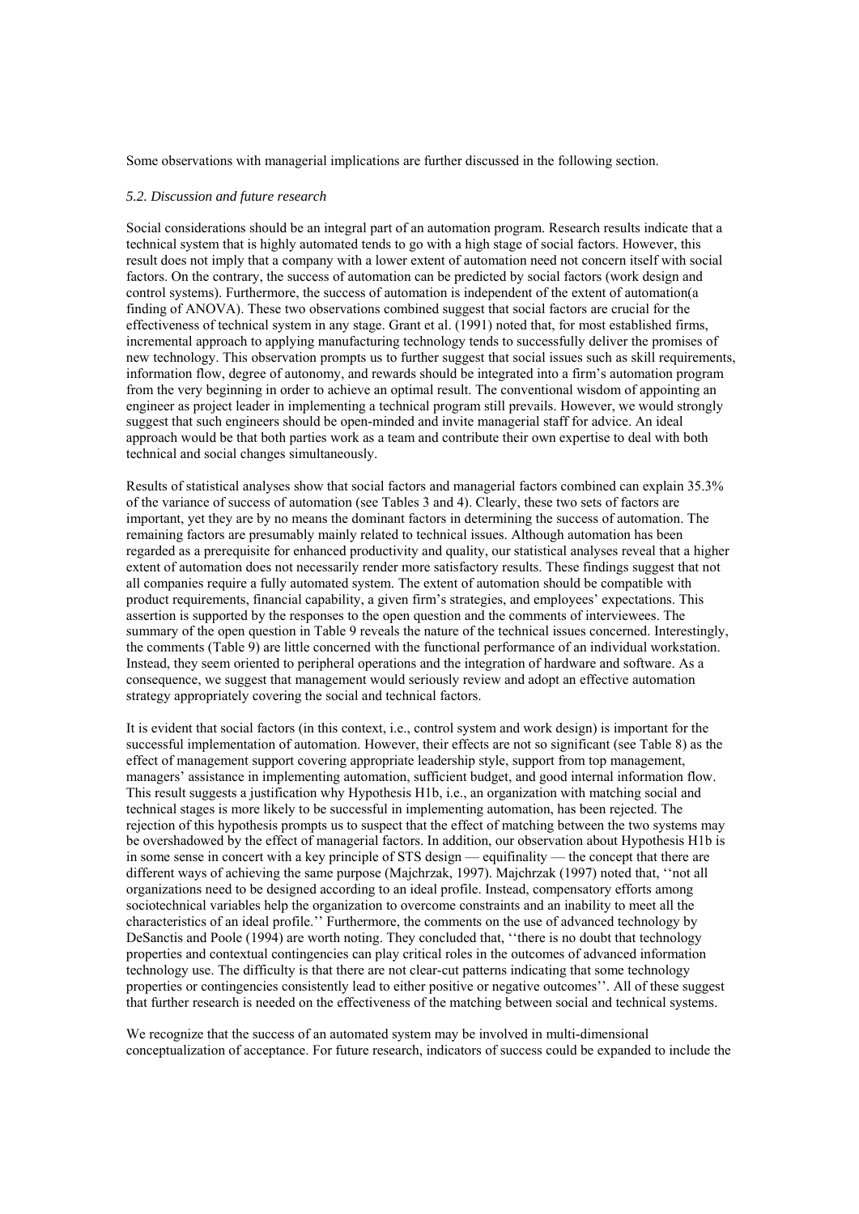Some observations with managerial implications are further discussed in the following section.

### *5.2. Discussion and future research*

Social considerations should be an integral part of an automation program. Research results indicate that a technical system that is highly automated tends to go with a high stage of social factors. However, this result does not imply that a company with a lower extent of automation need not concern itself with social factors. On the contrary, the success of automation can be predicted by social factors (work design and control systems). Furthermore, the success of automation is independent of the extent of automation(a finding of ANOVA). These two observations combined suggest that social factors are crucial for the effectiveness of technical system in any stage. Grant et al. (1991) noted that, for most established firms, incremental approach to applying manufacturing technology tends to successfully deliver the promises of new technology. This observation prompts us to further suggest that social issues such as skill requirements, information flow, degree of autonomy, and rewards should be integrated into a firm's automation program from the very beginning in order to achieve an optimal result. The conventional wisdom of appointing an engineer as project leader in implementing a technical program still prevails. However, we would strongly suggest that such engineers should be open-minded and invite managerial staff for advice. An ideal approach would be that both parties work as a team and contribute their own expertise to deal with both technical and social changes simultaneously.

Results of statistical analyses show that social factors and managerial factors combined can explain 35.3% of the variance of success of automation (see Tables 3 and 4). Clearly, these two sets of factors are important, yet they are by no means the dominant factors in determining the success of automation. The remaining factors are presumably mainly related to technical issues. Although automation has been regarded as a prerequisite for enhanced productivity and quality, our statistical analyses reveal that a higher extent of automation does not necessarily render more satisfactory results. These findings suggest that not all companies require a fully automated system. The extent of automation should be compatible with product requirements, financial capability, a given firm's strategies, and employees' expectations. This assertion is supported by the responses to the open question and the comments of interviewees. The summary of the open question in Table 9 reveals the nature of the technical issues concerned. Interestingly, the comments (Table 9) are little concerned with the functional performance of an individual workstation. Instead, they seem oriented to peripheral operations and the integration of hardware and software. As a consequence, we suggest that management would seriously review and adopt an effective automation strategy appropriately covering the social and technical factors.

It is evident that social factors (in this context, i.e., control system and work design) is important for the successful implementation of automation. However, their effects are not so significant (see Table 8) as the effect of management support covering appropriate leadership style, support from top management, managers' assistance in implementing automation, sufficient budget, and good internal information flow. This result suggests a justification why Hypothesis H1b, i.e., an organization with matching social and technical stages is more likely to be successful in implementing automation, has been rejected. The rejection of this hypothesis prompts us to suspect that the effect of matching between the two systems may be overshadowed by the effect of managerial factors. In addition, our observation about Hypothesis H1b is in some sense in concert with a key principle of STS design — equifinality — the concept that there are different ways of achieving the same purpose (Majchrzak, 1997). Majchrzak (1997) noted that, ''not all organizations need to be designed according to an ideal profile. Instead, compensatory efforts among sociotechnical variables help the organization to overcome constraints and an inability to meet all the characteristics of an ideal profile.'' Furthermore, the comments on the use of advanced technology by DeSanctis and Poole (1994) are worth noting. They concluded that, ''there is no doubt that technology properties and contextual contingencies can play critical roles in the outcomes of advanced information technology use. The difficulty is that there are not clear-cut patterns indicating that some technology properties or contingencies consistently lead to either positive or negative outcomes''. All of these suggest that further research is needed on the effectiveness of the matching between social and technical systems.

We recognize that the success of an automated system may be involved in multi-dimensional conceptualization of acceptance. For future research, indicators of success could be expanded to include the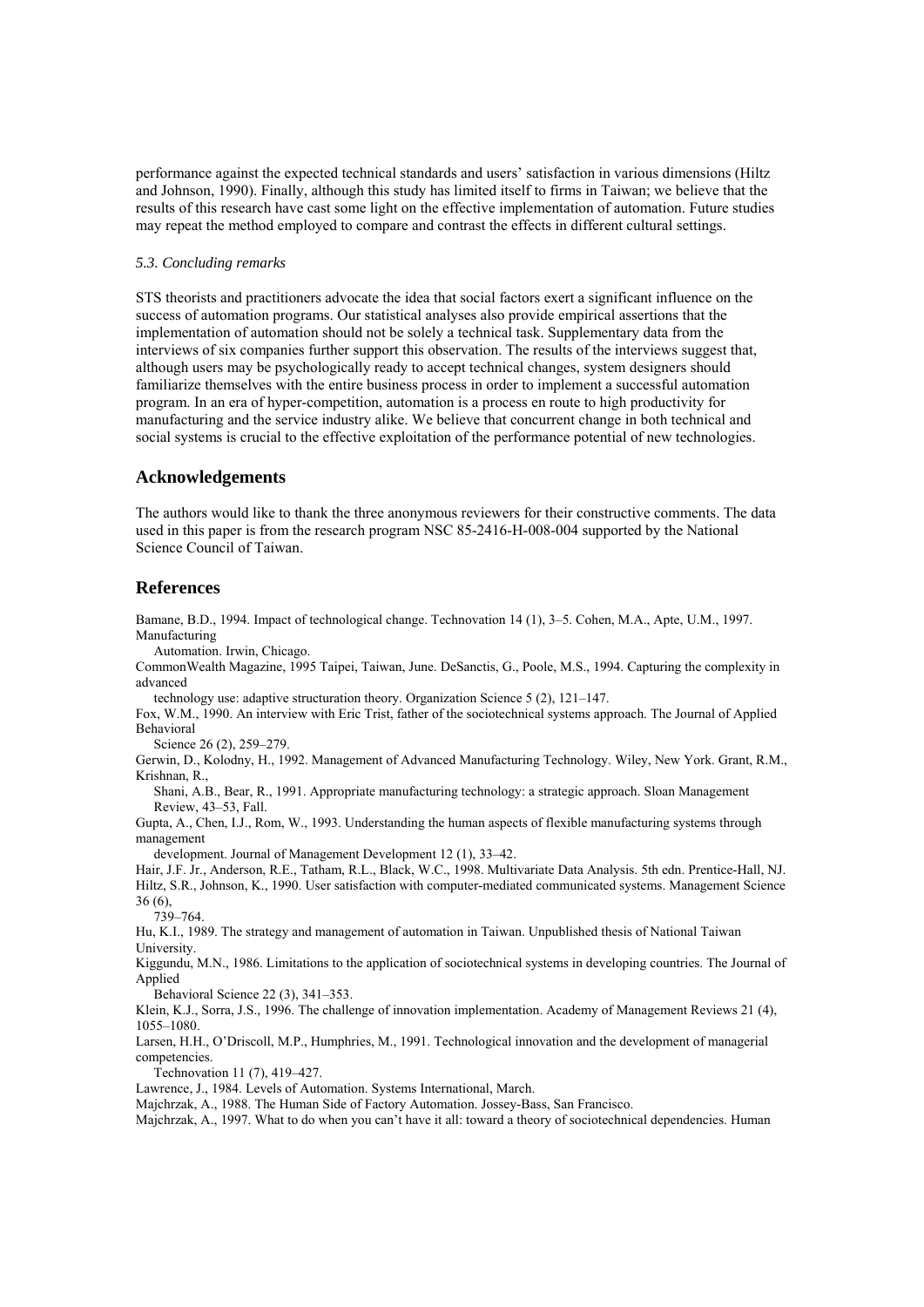performance against the expected technical standards and users' satisfaction in various dimensions (Hiltz and Johnson, 1990). Finally, although this study has limited itself to firms in Taiwan; we believe that the results of this research have cast some light on the effective implementation of automation. Future studies may repeat the method employed to compare and contrast the effects in different cultural settings.

### *5.3. Concluding remarks*

STS theorists and practitioners advocate the idea that social factors exert a significant influence on the success of automation programs. Our statistical analyses also provide empirical assertions that the implementation of automation should not be solely a technical task. Supplementary data from the interviews of six companies further support this observation. The results of the interviews suggest that, although users may be psychologically ready to accept technical changes, system designers should familiarize themselves with the entire business process in order to implement a successful automation program. In an era of hyper-competition, automation is a process en route to high productivity for manufacturing and the service industry alike. We believe that concurrent change in both technical and social systems is crucial to the effective exploitation of the performance potential of new technologies.

## Acknowledgements

The authors would like to thank the three anonymous reviewers for their constructive comments. The data used in this paper is from the research program NSC 85-2416-H-008-004 supported by the National Science Council of Taiwan.

## References

Bamane, B.D., 1994. Impact of technological change. Technovation 14 (1), 3–5. Cohen, M.A., Apte, U.M., 1997. Manufacturing Automation. Irwin, Chicago.

CommonWealth Magazine, 1995 Taipei, Taiwan, June. DeSanctis, G., Poole, M.S., 1994. Capturing the complexity in advanced technology use: adaptive structuration theory. Organization Science 5 (2), 121–147.

Fox, W.M., 1990. An interview with Eric Trist, father of the sociotechnical systems approach. The Journal of Applied Behavioral Science 26 (2), 259–279.

Gerwin, D., Kolodny, H., 1992. Management of Advanced Manufacturing Technology. Wiley, New York. Grant, R.M., Krishnan, R., Shani, A.B., Bear, R., 1991. Appropriate manufacturing technology: a strategic approach. Sloan Management Review, 43–53, Fall.

Gupta, A., Chen, I.J., Rom, W., 1993. Understanding the human aspects of flexible manufacturing systems through management development. Journal of Management Development 12 (1), 33–42.

Hair, J.F. Jr., Anderson, R.E., Tatham, R.L., Black, W.C., 1998. Multivariate Data Analysis. 5th edn. Prentice-Hall, NJ.

Hiltz, S.R., Johnson, K., 1990. User satisfaction with computer-mediated communicated systems. Management Science 36 (6), 739–764.

Hu, K.I., 1989. The strategy and management of automation in Taiwan. Unpublished thesis of National Taiwan University.

Kiggundu, M.N., 1986. Limitations to the application of sociotechnical systems in developing countries. The Journal of Applied Behavioral Science 22 (3), 341–353.

Klein, K.J., Sorra, J.S., 1996. The challenge of innovation implementation. Academy of Management Reviews 21 (4), 1055–1080.

Larsen, H.H., O'Driscoll, M.P., Humphries, M., 1991. Technological innovation and the development of managerial competencies. Technovation 11 (7), 419–427.

Lawrence, J., 1984. Levels of Automation. Systems International, March.

Majchrzak, A., 1988. The Human Side of Factory Automation. Jossey-Bass, San Francisco.

Majchrzak, A., 1997. What to do when you can't have it all: toward a theory of sociotechnical dependencies. Human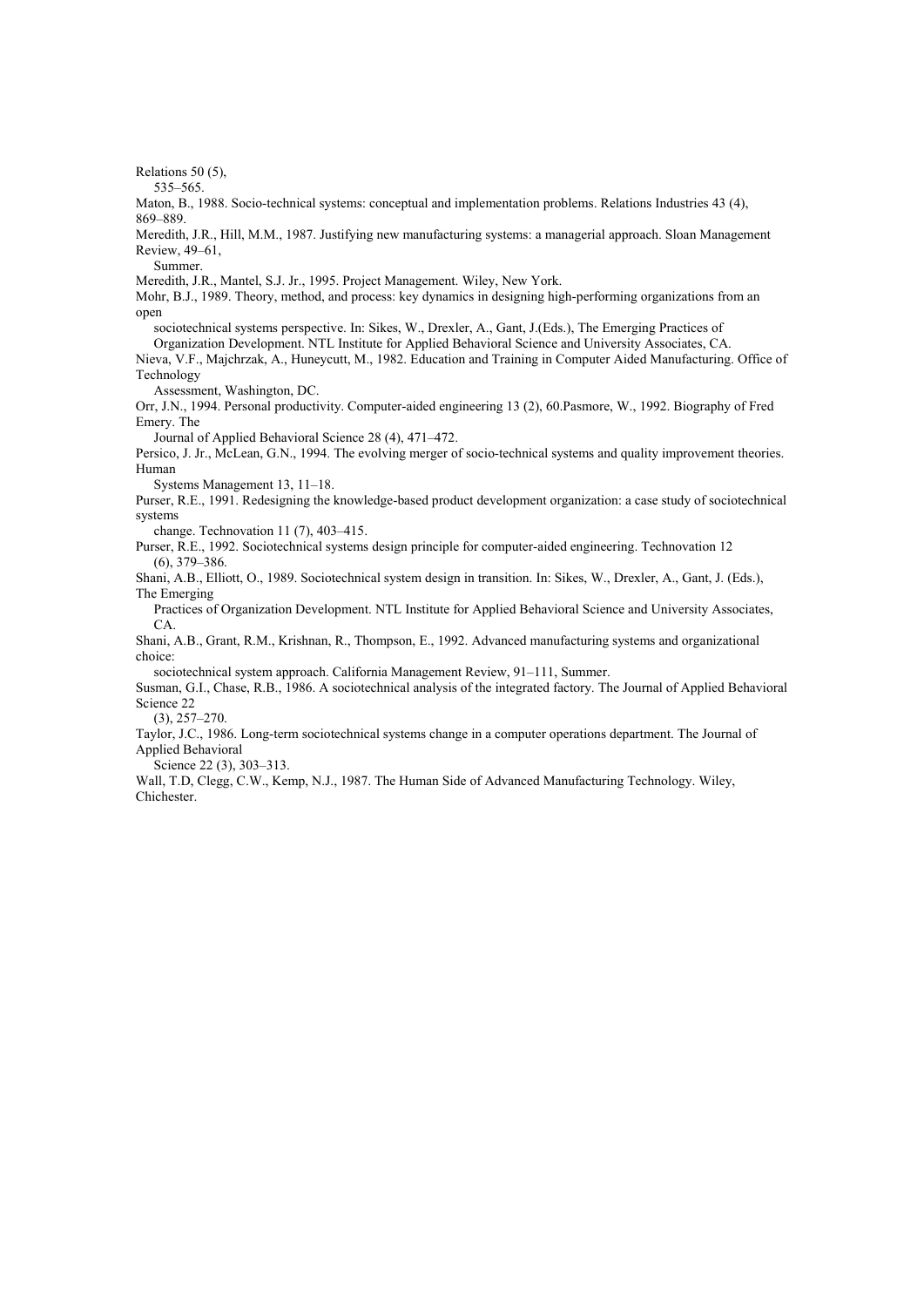Relations 50 (5), 535–565.

Maton, B., 1988. Socio-technical systems: conceptual and implementation problems. Relations Industries 43 (4), 869–889.

Meredith, J.R., Hill, M.M., 1987. Justifying new manufacturing systems: a managerial approach. Sloan Management Review, 49–61, Summer.

Meredith, J.R., Mantel, S.J. Jr., 1995. Project Management. Wiley, New York.

Mohr, B.J., 1989. Theory, method, and process: key dynamics in designing high-performing organizations from an open sociotechnical systems perspective. In: Sikes, W., Drexler, A., Gant, J.(Eds.), The Emerging Practices of Organization Development. NTL Institute for Applied Behavioral Science and University Associates, CA.

Nieva, V.F., Majchrzak, A., Huneycutt, M., 1982. Education and Training in Computer Aided Manufacturing. Office of Technology Assessment, Washington, DC.

Orr, J.N., 1994. Personal productivity. Computer-aided engineering 13 (2), 60.Pasmore, W., 1992. Biography of Fred Emery. The Journal of Applied Behavioral Science 28 (4), 471–472.

Persico, J. Jr., McLean, G.N., 1994. The evolving merger of socio-technical systems and quality improvement theories. Human Systems Management 13, 11–18.

Purser, R.E., 1991. Redesigning the knowledge-based product development organization: a case study of sociotechnical systems change. Technovation 11 (7), 403–415.

Purser, R.E., 1992. Sociotechnical systems design principle for computer-aided engineering. Technovation 12 (6), 379–386.

Shani, A.B., Elliott, O., 1989. Sociotechnical system design in transition. In: Sikes, W., Drexler, A., Gant, J. (Eds.), The Emerging Practices of Organization Development. NTL Institute for Applied Behavioral Science and University Associates, CA.

Shani, A.B., Grant, R.M., Krishnan, R., Thompson, E., 1992. Advanced manufacturing systems and organizational choice: sociotechnical system approach. California Management Review, 91–111, Summer.

Susman, G.I., Chase, R.B., 1986. A sociotechnical analysis of the integrated factory. The Journal of Applied Behavioral Science 22 (3), 257–270.

Taylor, J.C., 1986. Long-term sociotechnical systems change in a computer operations department. The Journal of Applied Behavioral Science 22 (3), 303–313.

Wall, T.D, Clegg, C.W., Kemp, N.J., 1987. The Human Side of Advanced Manufacturing Technology. Wiley, Chichester.